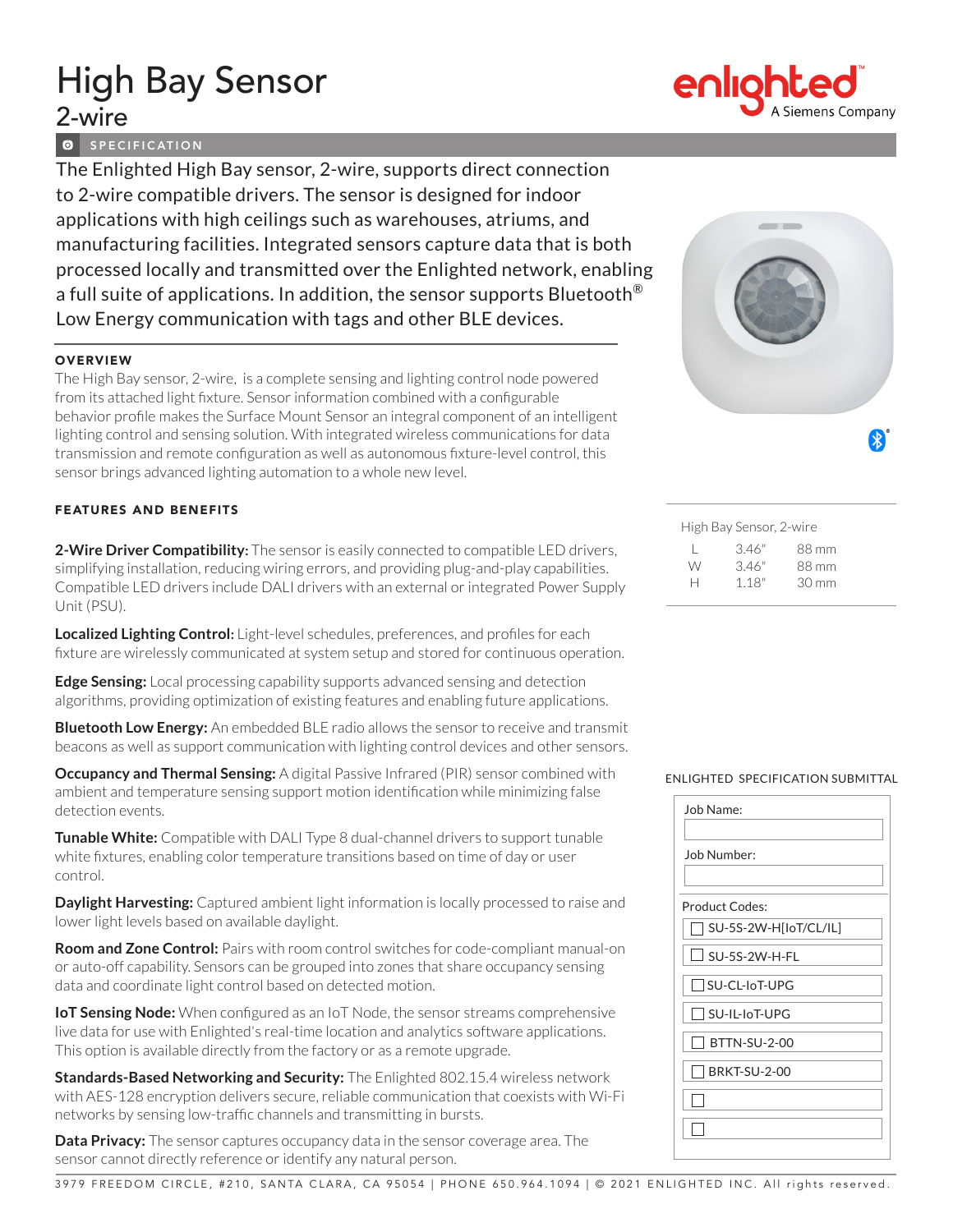# High Bay Sensor
## 2-wire

SPECIFICATION

The Enlighted High Bay sensor, 2-wire, supports direct connection to 2-wire compatible drivers. The sensor is designed for indoor applications with high ceilings such as warehouses, atriums, and manufacturing facilities. Integrated sensors capture data that is both processed locally and transmitted over the Enlighted network, enabling a full suite of applications. In addition, the sensor supports Bluetooth® Low Energy communication with tags and other BLE devices.

### OVERVIEW

The High Bay sensor, 2-wire, is a complete sensing and lighting control node powered from its attached light fixture. Sensor information combined with a configurable behavior profile makes the Surface Mount Sensor an integral component of an intelligent lighting control and sensing solution. With integrated wireless communications for data transmission and remote configuration as well as autonomous fixture-level control, this sensor brings advanced lighting automation to a whole new level.

### FEATURES AND BENEFITS

**2-Wire Driver Compatibility:** The sensor is easily connected to compatible LED drivers, simplifying installation, reducing wiring errors, and providing plug-and-play capabilities. Compatible LED drivers include DALI drivers with an external or integrated Power Supply Unit (PSU).

**Localized Lighting Control:** Light-level schedules, preferences, and profiles for each fixture are wirelessly communicated at system setup and stored for continuous operation.

**Edge Sensing:** Local processing capability supports advanced sensing and detection algorithms, providing optimization of existing features and enabling future applications.

**Bluetooth Low Energy:** An embedded BLE radio allows the sensor to receive and transmit beacons as well as support communication with lighting control devices and other sensors.

**Occupancy and Thermal Sensing:** A digital Passive Infrared (PIR) sensor combined with ambient and temperature sensing support motion identification while minimizing false detection events.

**Tunable White:** Compatible with DALI Type 8 dual-channel drivers to support tunable white fixtures, enabling color temperature transitions based on time of day or user control.

**Daylight Harvesting:** Captured ambient light information is locally processed to raise and lower light levels based on available daylight.

**Room and Zone Control:** Pairs with room control switches for code-compliant manual-on or auto-off capability. Sensors can be grouped into zones that share occupancy sensing data and coordinate light control based on detected motion.

**IoT Sensing Node:** When configured as an IoT Node, the sensor streams comprehensive live data for use with Enlighted's real-time location and analytics software applications. This option is available directly from the factory or as a remote upgrade.

**Standards-Based Networking and Security:** The Enlighted 802.15.4 wireless network with AES-128 encryption delivers secure, reliable communication that coexists with Wi-Fi networks by sensing low-traffic channels and transmitting in bursts.

**Data Privacy:** The sensor captures occupancy data in the sensor coverage area. The sensor cannot directly reference or identify any natural person.

High Bay Sensor, 2-wire

| | | |
|---|---|---|
| L | 3.46" | 88 mm |
| W | 3.46" | 88 mm |
| H | 1.18" | 30 mm |

ENLIGHTED SPECIFICATION SUBMITTAL

Job Name:

Job Number:

Product Codes:

- ☐ SU-5S-2W-H[IoT/CL/IL]
- ☐ SU-5S-2W-H-FL
- ☐ SU-CL-IoT-UPG
- ☐ SU-IL-IoT-UPG
- ☐ BTTN-SU-2-00
- ☐ BRKT-SU-2-00
- ☐
- ☐

3979 FREEDOM CIRCLE, #210, SANTA CLARA, CA 95054 | PHONE 650.964.1094 | © 2021 ENLIGHTED INC. All rights reserved.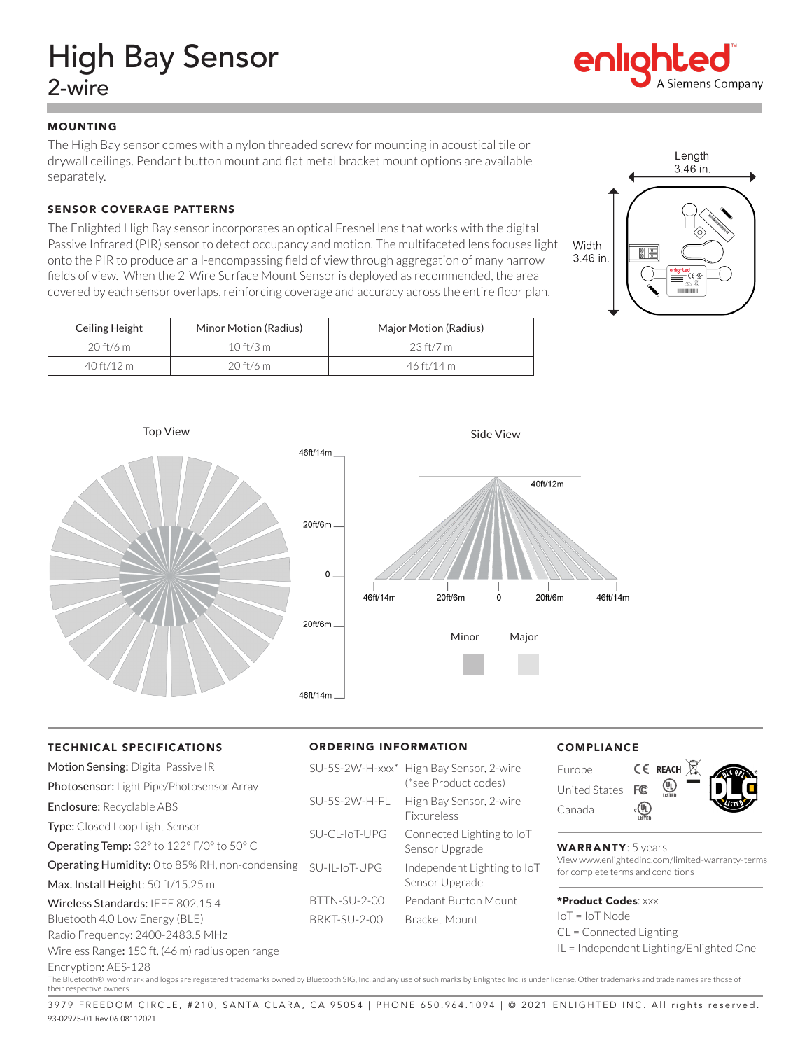# High Bay Sensor
## 2-wire

enlighted A Siemens Company

### MOUNTING

The High Bay sensor comes with a nylon threaded screw for mounting in acoustical tile or drywall ceilings. Pendant button mount and flat metal bracket mount options are available separately.

Length 3.46 in.

Width 3.46 in.

### SENSOR COVERAGE PATTERNS

The Enlighted High Bay sensor incorporates an optical Fresnel lens that works with the digital Passive Infrared (PIR) sensor to detect occupancy and motion. The multifaceted lens focuses light onto the PIR to produce an all-encompassing field of view through aggregation of many narrow fields of view. When the 2-Wire Surface Mount Sensor is deployed as recommended, the area covered by each sensor overlaps, reinforcing coverage and accuracy across the entire floor plan.

| Ceiling Height | Minor Motion (Radius) | Major Motion (Radius) |
|---|---|---|
| 20 ft/6 m | 10 ft/3 m | 23 ft/7 m |
| 40 ft/12 m | 20 ft/6 m | 46 ft/14 m |

Top View

46ft/14m
20ft/6m
0
20ft/6m
46ft/14m

Side View

40ft/12m

46ft/14m 20ft/6m 0 20ft/6m 46ft/14m

Minor Major

### TECHNICAL SPECIFICATIONS

**Motion Sensing:** Digital Passive IR

**Photosensor:** Light Pipe/Photosensor Array

**Enclosure:** Recyclable ABS

**Type:** Closed Loop Light Sensor

**Operating Temp:** 32° to 122° F/0° to 50° C

**Operating Humidity:** 0 to 85% RH, non-condensing

**Max. Install Height:** 50 ft/15.25 m

**Wireless Standards:** IEEE 802.15.4
Bluetooth 4.0 Low Energy (BLE)
Radio Frequency: 2400-2483.5 MHz
Wireless Range: 150 ft. (46 m) radius open range
Encryption: AES-128

### ORDERING INFORMATION

| | |
|---|---|
| SU-5S-2W-H-xxx* | High Bay Sensor, 2-wire (*see Product codes) |
| SU-5S-2W-H-FL | High Bay Sensor, 2-wire Fixtureless |
| SU-CL-IoT-UPG | Connected Lighting to IoT Sensor Upgrade |
| SU-IL-IoT-UPG | Independent Lighting to IoT Sensor Upgrade |
| BTTN-SU-2-00 | Pendant Button Mount |
| BRKT-SU-2-00 | Bracket Mount |

### COMPLIANCE

Europe CE REACH
United States FC UL Listed
Canada cUL Listed

DLC Listed

**WARRANTY**: 5 years
View www.enlightedinc.com/limited-warranty-terms for complete terms and conditions

***Product Codes**: xxx
IoT = IoT Node
CL = Connected Lighting
IL = Independent Lighting/Enlighted One

The Bluetooth® word mark and logos are registered trademarks owned by Bluetooth SIG, Inc. and any use of such marks by Enlighted Inc. is under license. Other trademarks and trade names are those of their respective owners.

3979 FREEDOM CIRCLE, #210, SANTA CLARA, CA 95054 | PHONE 650.964.1094 | © 2021 ENLIGHTED INC. All rights reserved.
93-02975-01 Rev.06 08112021